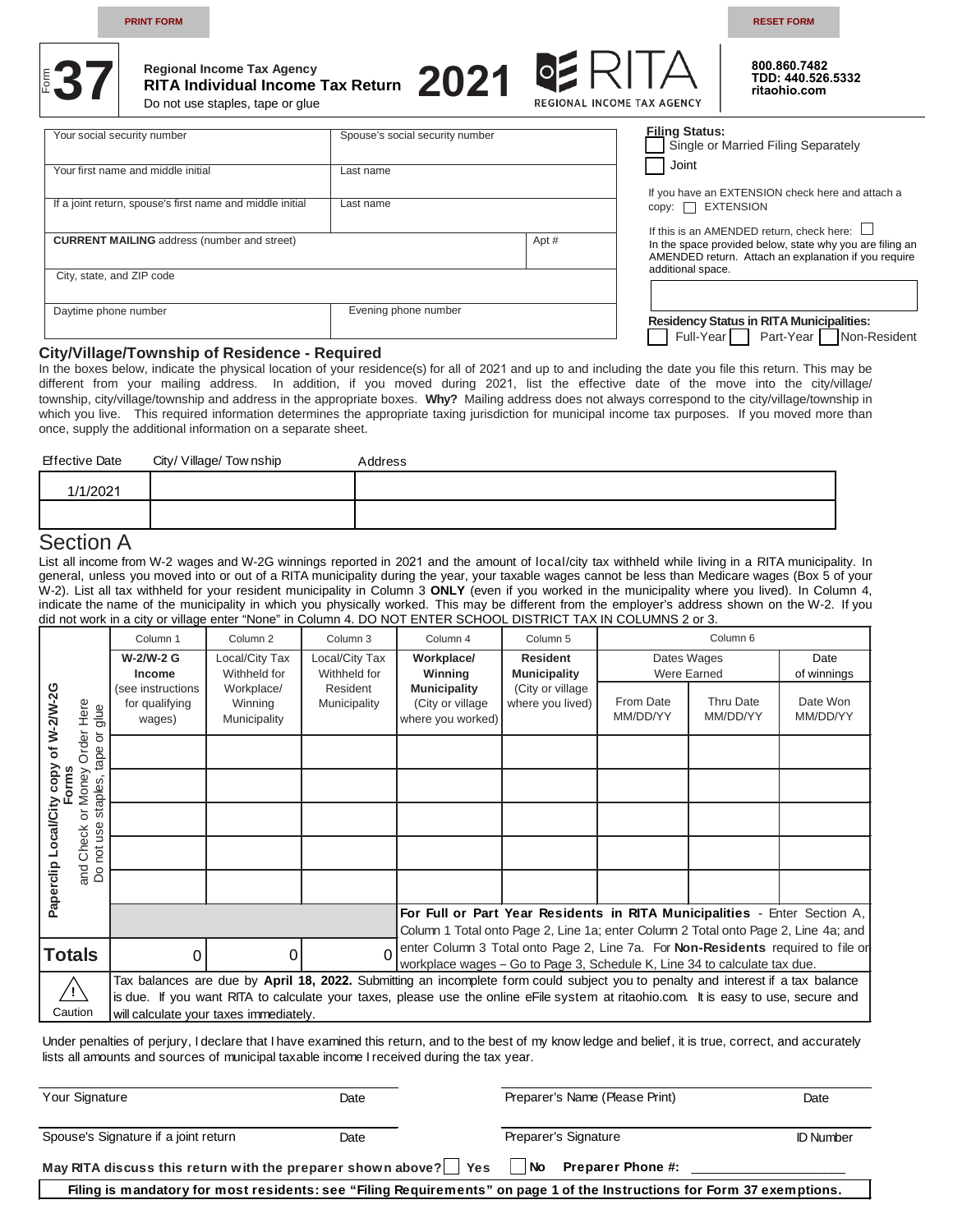PRINT FORM RESET FORM

Form **37**

Regional Income Tax Agency
**RITA Individual Income Tax Return**
Do not use staples, tape or glue

# 2021

RITA REGIONAL INCOME TAX AGENCY

**800.860.7482**
**TDD: 440.526.5332**
**ritaohio.com**

| Your social security number | | Spouse's social security number |
|---|---|---|
| Your first name and middle initial | | Last name |
| If a joint return, spouse's first name and middle initial | | Last name |
| **CURRENT MAILING** address (number and street) | Apt # | |
| City, state, and ZIP code | | |
| Daytime phone number | | Evening phone number |

**Filing Status:**
☐ Single or Married Filing Separately
☐ Joint

If you have an EXTENSION check here and attach a copy: ☐ EXTENSION

If this is an AMENDED return, check here: ☐
In the space provided below, state why you are filing an AMENDED return. Attach an explanation if you require additional space.

**Residency Status in RITA Municipalities:**
☐ Full-Year ☐ Part-Year ☐ Non-Resident

## City/Village/Township of Residence - Required

In the boxes below, indicate the physical location of your residence(s) for all of 2021 and up to and including the date you file this return. This may be different from your mailing address. In addition, if you moved during 2021, list the effective date of the move into the city/village/ township, city/village/township and address in the appropriate boxes. **Why?** Mailing address does not always correspond to the city/village/township in which you live. This required information determines the appropriate taxing jurisdiction for municipal income tax purposes. If you moved more than once, supply the additional information on a separate sheet.

| Effective Date | City/ Village/ Township | Address |
|---|---|---|
| 1/1/2021 | | |
| | | |

# Section A

List all income from W-2 wages and W-2G winnings reported in 2021 and the amount of local/city tax withheld while living in a RITA municipality. In general, unless you moved into or out of a RITA municipality during the year, your taxable wages cannot be less than Medicare wages (Box 5 of your W-2). List all tax withheld for your resident municipality in Column 3 **ONLY** (even if you worked in the municipality where you lived). In Column 4, indicate the name of the municipality in which you physically worked. This may be different from the employer's address shown on the W-2. If you did not work in a city or village enter "None" in Column 4. DO NOT ENTER SCHOOL DISTRICT TAX IN COLUMNS 2 or 3.

**Paperclip Local/City copy of W-2/W-2G Forms** and Check or Money Order Here. Do not use staples, tape or glue

| | Column 1 | Column 2 | Column 3 | Column 4 | Column 5 | Column 6 | | |
|---|---|---|---|---|---|---|---|---|
| | **W-2/W-2 G Income** (see instructions for qualifying wages) | Local/City Tax Withheld for Workplace/ Winning Municipality | Local/City Tax Withheld for Resident Municipality | **Workplace/ Winning Municipality** (City or village where you worked) | **Resident Municipality** (City or village where you lived) | Dates Wages Were Earned | | Date of winnings |
| | | | | | | From Date MM/DD/YY | Thru Date MM/DD/YY | Date Won MM/DD/YY |
| | | | | | | | | |
| | | | | | | | | |
| | | | | | | | | |
| | | | | | | | | |
| | | | | | | | | |
| **Totals** | 0 | 0 | 0 | **For Full or Part Year Residents in RITA Municipalities** - Enter Section A, Column 1 Total onto Page 2, Line 1a; enter Column 2 Total onto Page 2, Line 4a; and enter Column 3 Total onto Page 2, Line 7a. For **Non-Residents** required to file on workplace wages – Go to Page 3, Schedule K, Line 34 to calculate tax due. | | | | |

⚠ Caution: Tax balances are due by **April 18, 2022.** Submitting an incomplete form could subject you to penalty and interest if a tax balance is due. If you want RITA to calculate your taxes, please use the online eFile system at ritaohio.com. It is easy to use, secure and will calculate your taxes immediately.

Under penalties of perjury, I declare that I have examined this return, and to the best of my knowledge and belief, it is true, correct, and accurately lists all amounts and sources of municipal taxable income I received during the tax year.

| Your Signature | Date | Preparer's Name (Please Print) | Date |
|---|---|---|---|
| Spouse's Signature if a joint return | Date | Preparer's Signature | ID Number |

**May RITA discuss this return with the preparer shown above?** ☐ **Yes** ☐ **No** **Preparer Phone #:** ____________________

**Filing is mandatory for most residents: see "Filing Requirements" on page 1 of the Instructions for Form 37 exemptions.**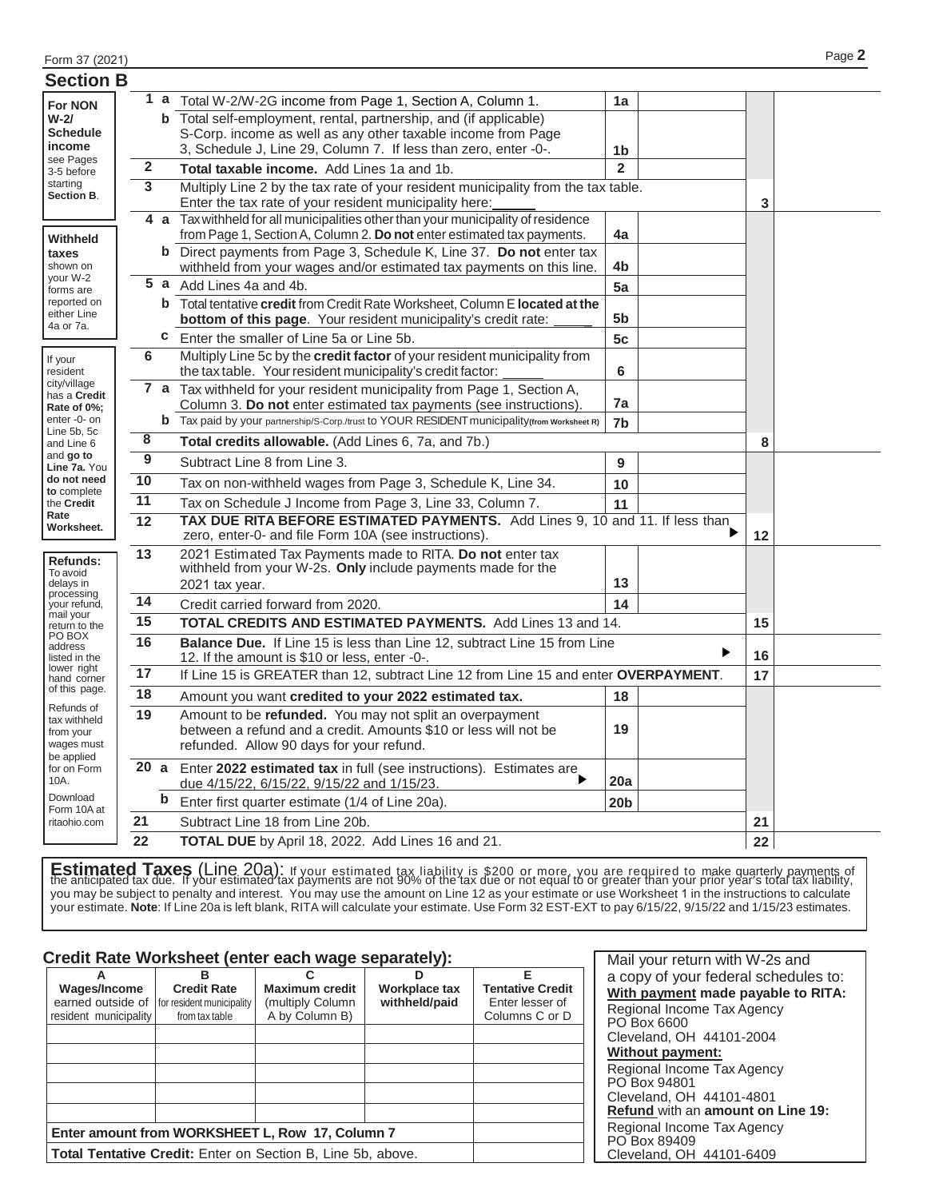Form 37 (2021)

## Section B

**For NON W-2/ Schedule income** see Pages 3-5 before starting **Section B**.

**Withheld taxes** shown on your W-2 forms are reported on either Line 4a or 7a.

If your resident city/village has a **Credit Rate of 0%;** enter -0- on Line 5b, 5c and Line 6 and **go to Line 7a.** You **do not need to** complete the **Credit Rate Worksheet.**

**Refunds:** To avoid delays in processing your refund, mail your return to the PO BOX address listed in the lower right hand corner of this page.

Refunds of tax withheld from your wages must be applied for on Form 10A.

Download Form 10A at ritaohio.com

| Line | Description | Line | Amount | Line | Amount |
|---|---|---|---|---|---|
| 1 a | Total W-2/W-2G income from Page 1, Section A, Column 1. | 1a | | | |
| b | Total self-employment, rental, partnership, and (if applicable) S-Corp. income as well as any other taxable income from Page 3, Schedule J, Line 29, Column 7. If less than zero, enter -0-. | 1b | | | |
| 2 | **Total taxable income.** Add Lines 1a and 1b. | 2 | | | |
| 3 | Multiply Line 2 by the tax rate of your resident municipality from the tax table. Enter the tax rate of your resident municipality here:_____ | | | 3 | |
| 4 a | Tax withheld for all municipalities other than your municipality of residence from Page 1, Section A, Column 2. **Do not** enter estimated tax payments. | 4a | | | |
| b | Direct payments from Page 3, Schedule K, Line 37. **Do not** enter tax withheld from your wages and/or estimated tax payments on this line. | 4b | | | |
| 5 a | Add Lines 4a and 4b. | 5a | | | |
| b | Total tentative **credit** from Credit Rate Worksheet, Column E **located at the bottom of this page**. Your resident municipality's credit rate: _____ | 5b | | | |
| c | Enter the smaller of Line 5a or Line 5b. | 5c | | | |
| 6 | Multiply Line 5c by the **credit factor** of your resident municipality from the tax table. Your resident municipality's credit factor: _____ | 6 | | | |
| 7 a | Tax withheld for your resident municipality from Page 1, Section A, Column 3. **Do not** enter estimated tax payments (see instructions). | 7a | | | |
| b | Tax paid by your partnership/S-Corp./trust to YOUR RESIDENT municipality **(from Worksheet R)** | 7b | | | |
| 8 | **Total credits allowable.** (Add Lines 6, 7a, and 7b.) | | | 8 | |
| 9 | Subtract Line 8 from Line 3. | 9 | | | |
| 10 | Tax on non-withheld wages from Page 3, Schedule K, Line 34. | 10 | | | |
| 11 | Tax on Schedule J Income from Page 3, Line 33, Column 7. | 11 | | | |
| 12 | **TAX DUE RITA BEFORE ESTIMATED PAYMENTS.** Add Lines 9, 10 and 11. If less than zero, enter-0- and file Form 10A (see instructions). ▶ | | | 12 | |
| 13 | 2021 Estimated Tax Payments made to RITA. **Do not** enter tax withheld from your W-2s. **Only** include payments made for the 2021 tax year. | 13 | | | |
| 14 | Credit carried forward from 2020. | 14 | | | |
| 15 | **TOTAL CREDITS AND ESTIMATED PAYMENTS.** Add Lines 13 and 14. | | | 15 | |
| 16 | **Balance Due.** If Line 15 is less than Line 12, subtract Line 15 from Line 12. If the amount is $10 or less, enter -0-. ▶ | | | 16 | |
| 17 | If Line 15 is GREATER than 12, subtract Line 12 from Line 15 and enter **OVERPAYMENT**. | | | 17 | |
| 18 | Amount you want **credited to your 2022 estimated tax.** | 18 | | | |
| 19 | Amount to be **refunded.** You may not split an overpayment between a refund and a credit. Amounts $10 or less will not be refunded. Allow 90 days for your refund. | 19 | | | |
| 20 a | Enter **2022 estimated tax** in full (see instructions). Estimates are due 4/15/22, 6/15/22, 9/15/22 and 1/15/23. ▶ | 20a | | | |
| b | Enter first quarter estimate (1/4 of Line 20a). | 20b | | | |
| 21 | Subtract Line 18 from Line 20b. | | | 21 | |
| 22 | **TOTAL DUE** by April 18, 2022. Add Lines 16 and 21. | | | 22 | |

**Estimated Taxes** (Line 20a): If your estimated tax liability is $200 or more, you are required to make quarterly payments of the anticipated tax due. If your estimated tax payments are not 90% of the tax due or not equal to or greater than your prior year's total tax liability, you may be subject to penalty and interest. You may use the amount on Line 12 as your estimate or use Worksheet 1 in the instructions to calculate your estimate. **Note**: If Line 20a is left blank, RITA will calculate your estimate. Use Form 32 EST-EXT to pay 6/15/22, 9/15/22 and 1/15/23 estimates.

### Credit Rate Worksheet (enter each wage separately):

| A<br>**Wages/Income** earned outside of resident municipality | B<br>**Credit Rate** for resident municipality from tax table | C<br>**Maximum credit** (multiply Column A by Column B) | D<br>**Workplace tax withheld/paid** | E<br>**Tentative Credit** Enter lesser of Columns C or D |
|---|---|---|---|---|
| | | | | |
| | | | | |
| | | | | |
| | | | | |
| | | | | |
| **Enter amount from WORKSHEET L, Row 17, Column 7** | | | | |
| **Total Tentative Credit:** Enter on Section B, Line 5b, above. | | | | |

Mail your return with W-2s and a copy of your federal schedules to:

**With payment made payable to RITA:**
Regional Income Tax Agency
PO Box 6600
Cleveland, OH 44101-2004

**Without payment:**
Regional Income Tax Agency
PO Box 94801
Cleveland, OH 44101-4801

**Refund** with an **amount on Line 19:**
Regional Income Tax Agency
PO Box 89409
Cleveland, OH 44101-6409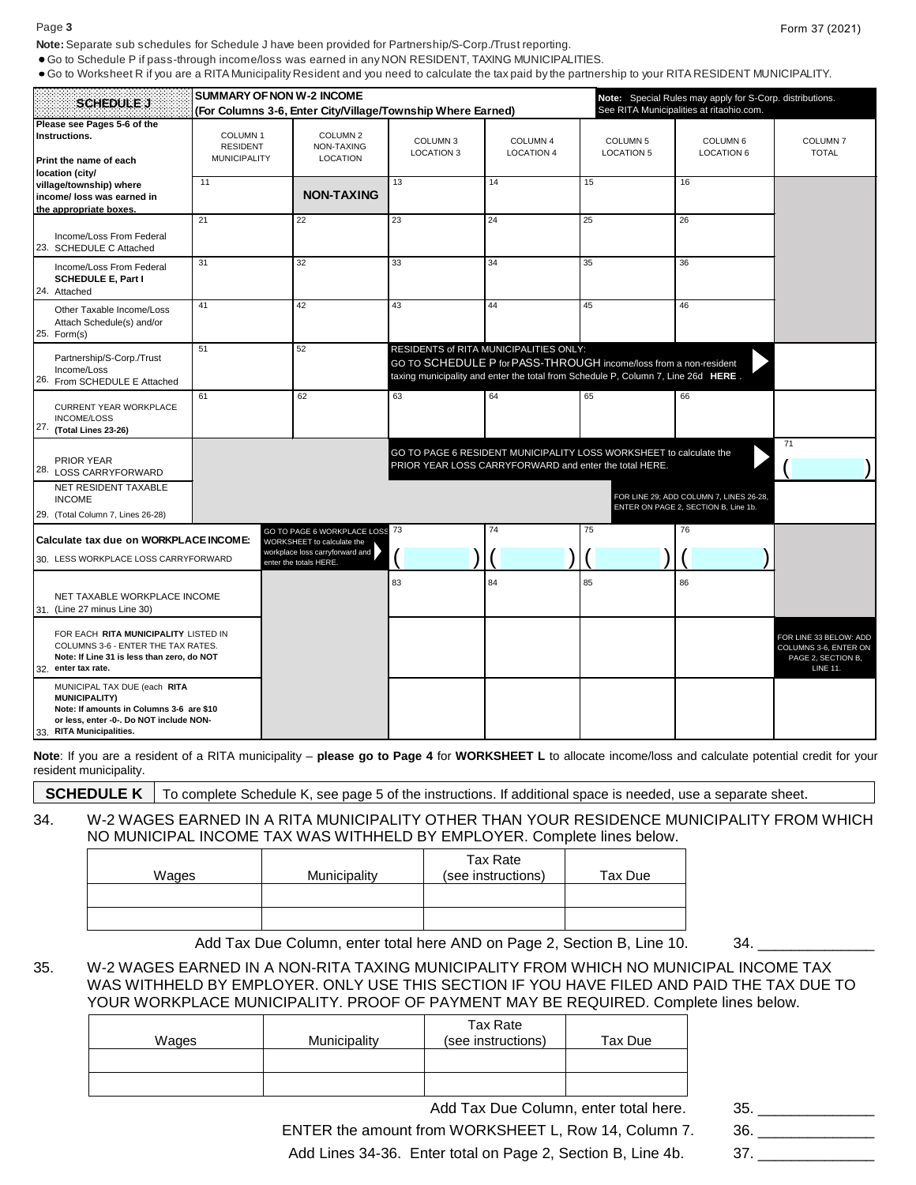**Note:** Separate sub schedules for Schedule J have been provided for Partnership/S-Corp./Trust reporting.

- Go to Schedule P if pass-through income/loss was earned in any NON RESIDENT, TAXING MUNICIPALITIES.
- Go to Worksheet R if you are a RITA Municipality Resident and you need to calculate the tax paid by the partnership to your RITA RESIDENT MUNICIPALITY.

## SCHEDULE J

**SUMMARY OF NON W-2 INCOME (For Columns 3-6, Enter City/Village/Township Where Earned)**

**Note:** Special Rules may apply for S-Corp. distributions. See RITA Municipalities at ritaohio.com.

| Please see Pages 5-6 of the Instructions. Print the name of each location (city/ village/township) where income/ loss was earned in the appropriate boxes. | COLUMN 1 RESIDENT MUNICIPALITY | COLUMN 2 NON-TAXING LOCATION | COLUMN 3 LOCATION 3 | COLUMN 4 LOCATION 4 | COLUMN 5 LOCATION 5 | COLUMN 6 LOCATION 6 | COLUMN 7 TOTAL |
|---|---|---|---|---|---|---|---|
| | 11 | **NON-TAXING** | 13 | 14 | 15 | 16 | |
| 23. Income/Loss From Federal SCHEDULE C Attached | 21 | 22 | 23 | 24 | 25 | 26 | |
| 24. Income/Loss From Federal **SCHEDULE E, Part I** Attached | 31 | 32 | 33 | 34 | 35 | 36 | |
| 25. Other Taxable Income/Loss Attach Schedule(s) and/or Form(s) | 41 | 42 | 43 | 44 | 45 | 46 | |
| 26. Partnership/S-Corp./Trust Income/Loss From SCHEDULE E Attached | 51 | 52 | RESIDENTS of RITA MUNICIPALITIES ONLY: GO TO SCHEDULE P for PASS-THROUGH income/loss from a non-resident taxing municipality and enter the total from Schedule P, Column 7, Line 26d **HERE**. | | | | |
| 27. CURRENT YEAR WORKPLACE INCOME/LOSS **(Total Lines 23-26)** | 61 | 62 | 63 | 64 | 65 | 66 | |
| 28. PRIOR YEAR LOSS CARRYFORWARD | | | GO TO PAGE 6 RESIDENT MUNICIPALITY LOSS WORKSHEET to calculate the PRIOR YEAR LOSS CARRYFORWARD and enter the total HERE. | | | | 71 ( ) |
| 29. NET RESIDENT TAXABLE INCOME (Total Column 7, Lines 26-28) | | | | | FOR LINE 29: ADD COLUMN 7, LINES 26-28, ENTER ON PAGE 2, SECTION B, Line 1b. | | |
| **Calculate tax due on WORKPLACE INCOME:** 30. LESS WORKPLACE LOSS CARRYFORWARD | | GO TO PAGE 6 WORKPLACE LOSS WORKSHEET to calculate the workplace loss carryforward and enter the totals HERE. | 73 ( ) | 74 ( ) | 75 ( ) | 76 ( ) | |
| 31. NET TAXABLE WORKPLACE INCOME (Line 27 minus Line 30) | | | 83 | 84 | 85 | 86 | |
| 32. FOR EACH **RITA MUNICIPALITY** LISTED IN COLUMNS 3-6 - ENTER THE TAX RATES. **Note: If Line 31 is less than zero, do NOT enter tax rate.** | | | | | | | FOR LINE 33 BELOW: ADD COLUMNS 3-6, ENTER ON PAGE 2, SECTION B, LINE 11. |
| 33. MUNICIPAL TAX DUE (each **RITA MUNICIPALITY**) **Note: If amounts in Columns 3-6 are $10 or less, enter -0-. Do NOT include NON-RITA Municipalities.** | | | | | | | |

**Note**: If you are a resident of a RITA municipality – **please go to Page 4** for **WORKSHEET L** to allocate income/loss and calculate potential credit for your resident municipality.

## SCHEDULE K

To complete Schedule K, see page 5 of the instructions. If additional space is needed, use a separate sheet.

34. W-2 WAGES EARNED IN A RITA MUNICIPALITY OTHER THAN YOUR RESIDENCE MUNICIPALITY FROM WHICH NO MUNICIPAL INCOME TAX WAS WITHHELD BY EMPLOYER. Complete lines below.

| Wages | Municipality | Tax Rate (see instructions) | Tax Due |
|---|---|---|---|
| | | | |
| | | | |

Add Tax Due Column, enter total here AND on Page 2, Section B, Line 10. 34. ______________

35. W-2 WAGES EARNED IN A NON-RITA TAXING MUNICIPALITY FROM WHICH NO MUNICIPAL INCOME TAX WAS WITHHELD BY EMPLOYER. ONLY USE THIS SECTION IF YOU HAVE FILED AND PAID THE TAX DUE TO YOUR WORKPLACE MUNICIPALITY. PROOF OF PAYMENT MAY BE REQUIRED. Complete lines below.

| Wages | Municipality | Tax Rate (see instructions) | Tax Due |
|---|---|---|---|
| | | | |
| | | | |

Add Tax Due Column, enter total here. 35. ______________

ENTER the amount from WORKSHEET L, Row 14, Column 7. 36. ______________

Add Lines 34-36. Enter total on Page 2, Section B, Line 4b. 37. ______________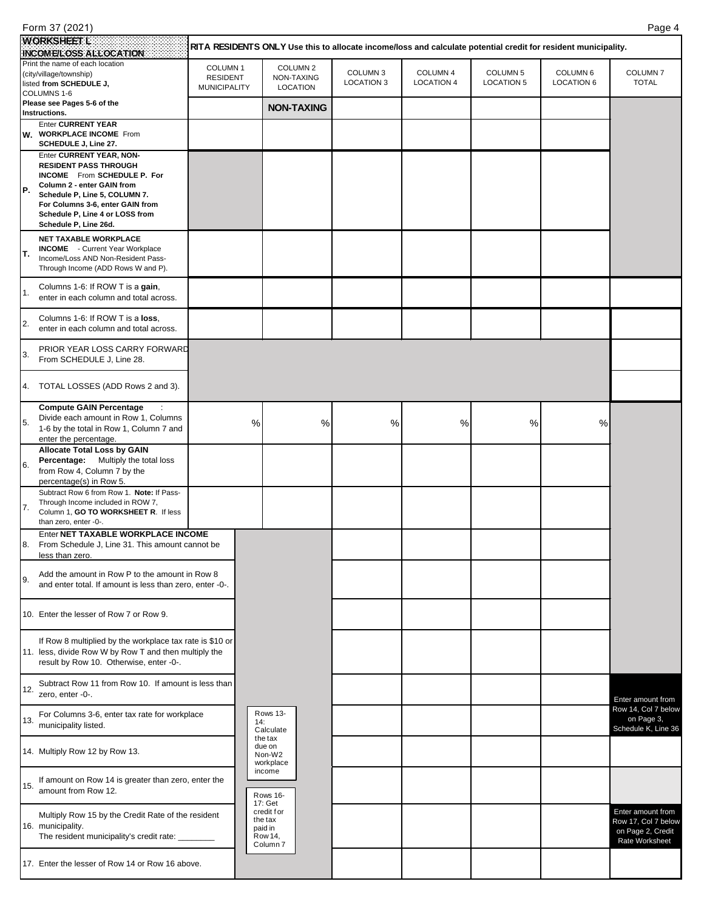## WORKSHEET L INCOME/LOSS ALLOCATION

**RITA RESIDENTS ONLY** Use this to allocate income/loss and calculate potential credit for resident municipality.

| Print the name of each location (city/village/township) listed **from SCHEDULE J**, COLUMNS 1-6. **Please see Pages 5-6 of the Instructions.** | COLUMN 1 RESIDENT MUNICIPALITY | COLUMN 2 NON-TAXING LOCATION | COLUMN 3 LOCATION 3 | COLUMN 4 LOCATION 4 | COLUMN 5 LOCATION 5 | COLUMN 6 LOCATION 6 | COLUMN 7 TOTAL |
|---|---|---|---|---|---|---|---|
| | | **NON-TAXING** | | | | | |
| **W.** Enter **CURRENT YEAR WORKPLACE INCOME** From **SCHEDULE J, Line 27.** | | | | | | | |
| **P.** Enter **CURRENT YEAR, NON-RESIDENT PASS THROUGH INCOME** From **SCHEDULE P. For Column 2 - enter GAIN from Schedule P, Line 5, COLUMN 7. For Columns 3-6, enter GAIN from Schedule P, Line 4 or LOSS from Schedule P, Line 26d.** | | | | | | | |
| **T. NET TAXABLE WORKPLACE INCOME** - Current Year Workplace Income/Loss AND Non-Resident Pass-Through Income (ADD Rows W and P). | | | | | | | |
| 1. Columns 1-6: If ROW T is a **gain**, enter in each column and total across. | | | | | | | |
| 2. Columns 1-6: If ROW T is a **loss**, enter in each column and total across. | | | | | | | |
| 3. PRIOR YEAR LOSS CARRY FORWARD From SCHEDULE J, Line 28. | | | | | | | |
| 4. TOTAL LOSSES (ADD Rows 2 and 3). | | | | | | | |
| 5. **Compute GAIN Percentage**: Divide each amount in Row 1, Columns 1-6 by the total in Row 1, Column 7 and enter the percentage. | % | % | % | % | % | % | |
| 6. **Allocate Total Loss by GAIN Percentage:** Multiply the total loss from Row 4, Column 7 by the percentage(s) in Row 5. | | | | | | | |
| 7. Subtract Row 6 from Row 1. **Note:** If Pass-Through Income included in ROW 7, Column 1, **GO TO WORKSHEET R**. If less than zero, enter -0-. | | | | | | | |
| 8. Enter **NET TAXABLE WORKPLACE INCOME** From Schedule J, Line 31. This amount cannot be less than zero. | | | | | | | |
| 9. Add the amount in Row P to the amount in Row 8 and enter total. If amount is less than zero, enter -0-. | | | | | | | |
| 10. Enter the lesser of Row 7 or Row 9. | | | | | | | |
| 11. If Row 8 multiplied by the workplace tax rate is $10 or less, divide Row W by Row T and then multiply the result by Row 10. Otherwise, enter -0-. | | | | | | | |
| 12. Subtract Row 11 from Row 10. If amount is less than zero, enter -0-. | | | | | | | Enter amount from Row 14, Col 7 below on Page 3, Schedule K, Line 36 |
| 13. For Columns 3-6, enter tax rate for workplace municipality listed. | | Rows 13-14: Calculate the tax due on Non-W2 workplace income | | | | | |
| 14. Multiply Row 12 by Row 13. | | | | | | | |
| 15. If amount on Row 14 is greater than zero, enter the amount from Row 12. | | Rows 16-17: Get credit for the tax paid in Row 14, Column 7 | | | | | |
| 16. Multiply Row 15 by the Credit Rate of the resident municipality. The resident municipality's credit rate: ________ | | | | | | | Enter amount from Row 17, Col 7 below on Page 2, Credit Rate Worksheet |
| 17. Enter the lesser of Row 14 or Row 16 above. | | | | | | | |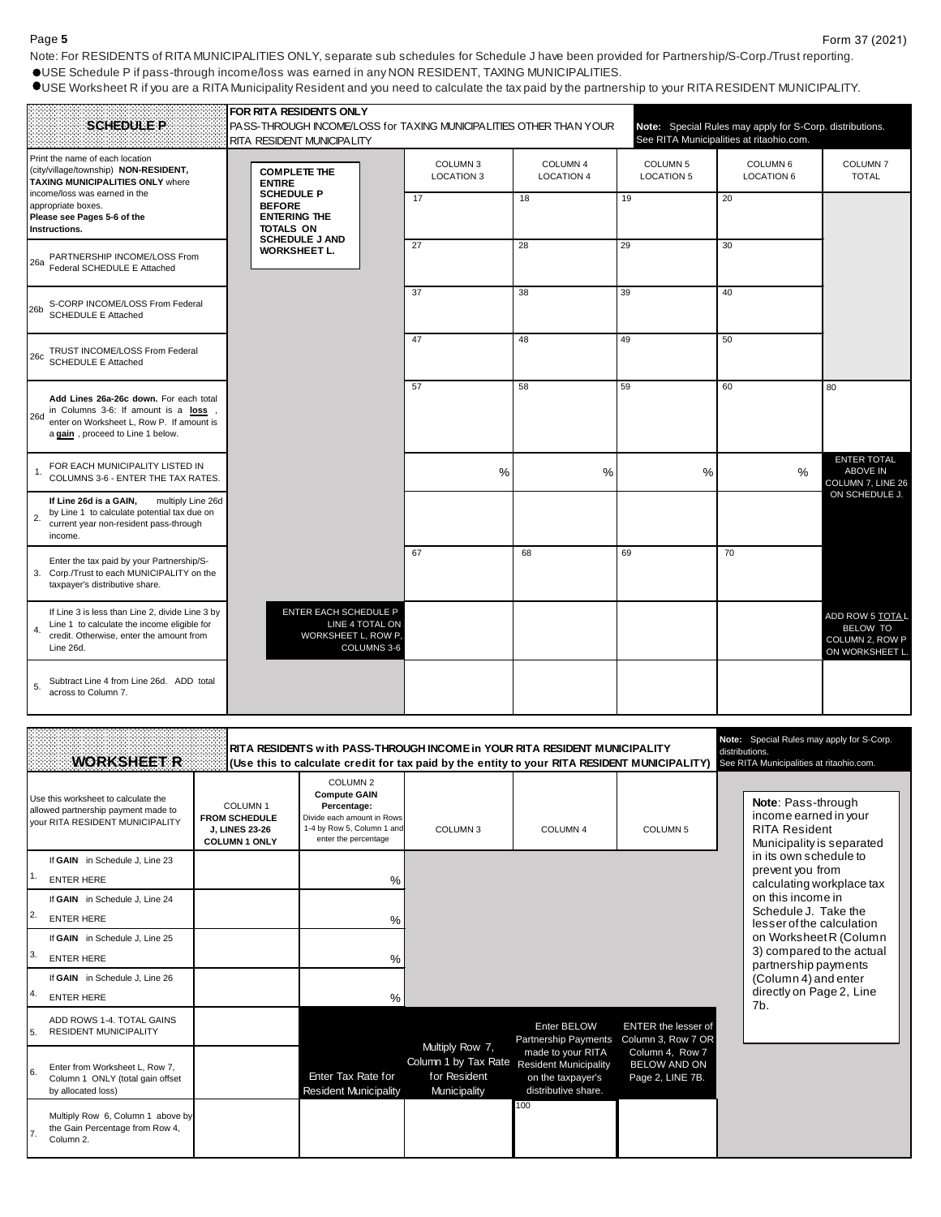Note: For RESIDENTS of RITA MUNICIPALITIES ONLY, separate sub schedules for Schedule J have been provided for Partnership/S-Corp./Trust reporting.

- USE Schedule P if pass-through income/loss was earned in any NON RESIDENT, TAXING MUNICIPALITIES.
- USE Worksheet R if you are a RITA Municipality Resident and you need to calculate the tax paid by the partnership to your RITA RESIDENT MUNICIPALITY.

## SCHEDULE P

**FOR RITA RESIDENTS ONLY**
PASS-THROUGH INCOME/LOSS for TAXING MUNICIPALITIES OTHER THAN YOUR RITA RESIDENT MUNICIPALITY

**Note:** Special Rules may apply for S-Corp. distributions. See RITA Municipalities at ritaohio.com.

**COMPLETE THE ENTIRE SCHEDULE P BEFORE ENTERING THE TOTALS ON SCHEDULE J AND WORKSHEET L.**

| | COLUMN 3 LOCATION 3 | COLUMN 4 LOCATION 4 | COLUMN 5 LOCATION 5 | COLUMN 6 LOCATION 6 | COLUMN 7 TOTAL |
|---|---|---|---|---|---|
| Print the name of each location (city/village/township) **NON-RESIDENT, TAXING MUNICIPALITIES ONLY** where income/loss was earned in the appropriate boxes. **Please see Pages 5-6 of the Instructions.** | 17 | 18 | 19 | 20 | |
| 26a PARTNERSHIP INCOME/LOSS From Federal SCHEDULE E Attached | 27 | 28 | 29 | 30 | |
| 26b S-CORP INCOME/LOSS From Federal SCHEDULE E Attached | 37 | 38 | 39 | 40 | |
| 26c TRUST INCOME/LOSS From Federal SCHEDULE E Attached | 47 | 48 | 49 | 50 | |
| 26d **Add Lines 26a-26c down.** For each total in Columns 3-6: If amount is a **loss**, enter on Worksheet L, Row P. If amount is a **gain**, proceed to Line 1 below. | 57 | 58 | 59 | 60 | 80 |
| 1. FOR EACH MUNICIPALITY LISTED IN COLUMNS 3-6 - ENTER THE TAX RATES. | % | % | % | % | ENTER TOTAL ABOVE IN COLUMN 7, LINE 26 ON SCHEDULE J. |
| 2. **If Line 26d is a GAIN,** multiply Line 26d by Line 1 to calculate potential tax due on current year non-resident pass-through income. | | | | | |
| 3. Enter the tax paid by your Partnership/S-Corp./Trust to each MUNICIPALITY on the taxpayer's distributive share. | 67 | 68 | 69 | 70 | |
| 4. If Line 3 is less than Line 2, divide Line 3 by Line 1 to calculate the income eligible for credit. Otherwise, enter the amount from Line 26d. ENTER EACH SCHEDULE P LINE 4 TOTAL ON WORKSHEET L, ROW P, COLUMNS 3-6 | | | | | ADD ROW 5 TOTAL BELOW TO COLUMN 2, ROW P ON WORKSHEET L. |
| 5. Subtract Line 4 from Line 26d. ADD total across to Column 7. | | | | | |

## WORKSHEET R

**RITA RESIDENTS with PASS-THROUGH INCOME in YOUR RITA RESIDENT MUNICIPALITY**
**(Use this to calculate credit for tax paid by the entity to your RITA RESIDENT MUNICIPALITY)**

**Note:** Special Rules may apply for S-Corp. distributions. See RITA Municipalities at ritaohio.com.

| Use this worksheet to calculate the allowed partnership payment made to your RITA RESIDENT MUNICIPALITY | COLUMN 1 **FROM SCHEDULE J, LINES 23-26 COLUMN 1 ONLY** | COLUMN 2 **Compute GAIN Percentage:** Divide each amount in Rows 1-4 by Row 5, Column 1 and enter the percentage | COLUMN 3 | COLUMN 4 | COLUMN 5 |
|---|---|---|---|---|---|
| 1. If **GAIN** in Schedule J, Line 23 ENTER HERE | | % | | | |
| 2. If **GAIN** in Schedule J, Line 24 ENTER HERE | | % | | | |
| 3. If **GAIN** in Schedule J, Line 25 ENTER HERE | | % | | | |
| 4. If **GAIN** in Schedule J, Line 26 ENTER HERE | | % | | | |
| 5. ADD ROWS 1-4. TOTAL GAINS RESIDENT MUNICIPALITY | | | | | |
| 6. Enter from Worksheet L, Row 7, Column 1 ONLY (total gain offset by allocated loss) | | Enter Tax Rate for Resident Municipality | Multiply Row 7, Column 1 by Tax Rate for Resident Municipality | Enter BELOW Partnership Payments made to your RITA Resident Municipality on the taxpayer's distributive share. | ENTER the lesser of Column 3, Row 7 OR Column 4, Row 7 BELOW AND ON Page 2, LINE 7B. |
| 7. Multiply Row 6, Column 1 above by the Gain Percentage from Row 4, Column 2. | | | | 100 | |

**Note**: Pass-through income earned in your RITA Resident Municipality is separated in its own schedule to prevent you from calculating workplace tax on this income in Schedule J. Take the lesser of the calculation on Worksheet R (Column 3) compared to the actual partnership payments (Column 4) and enter directly on Page 2, Line 7b.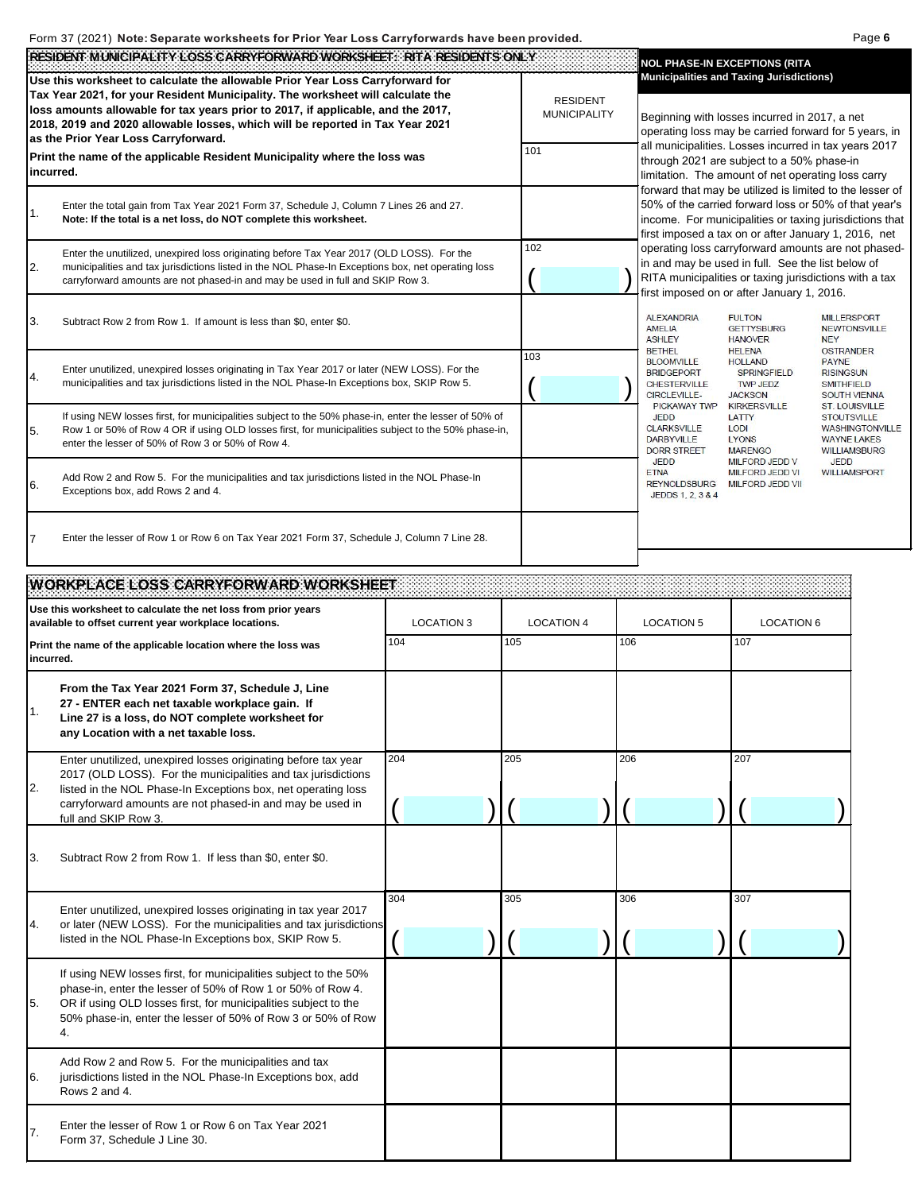Form 37 (2021) **Note: Separate worksheets for Prior Year Loss Carryforwards have been provided.**

## RESIDENT MUNICIPALITY LOSS CARRYFORWARD WORKSHEET: RITA RESIDENTS ONLY

| **Use this worksheet to calculate the allowable Prior Year Loss Carryforward for Tax Year 2021, for your Resident Municipality. The worksheet will calculate the loss amounts allowable for tax years prior to 2017, if applicable, and the 2017, 2018, 2019 and 2020 allowable losses, which will be reported in Tax Year 2021 as the Prior Year Loss Carryforward.** | RESIDENT MUNICIPALITY |
|---|---|
| **Print the name of the applicable Resident Municipality where the loss was incurred.** | 101 |
| 1. Enter the total gain from Tax Year 2021 Form 37, Schedule J, Column 7 Lines 26 and 27. **Note: If the total is a net loss, do NOT complete this worksheet.** | |
| 2. Enter the unutilized, unexpired loss originating before Tax Year 2017 (OLD LOSS). For the municipalities and tax jurisdictions listed in the NOL Phase-In Exceptions box, net operating loss carryforward amounts are not phased-in and may be used in full and SKIP Row 3. | 102 ( ) |
| 3. Subtract Row 2 from Row 1. If amount is less than $0, enter $0. | |
| 4. Enter unutilized, unexpired losses originating in Tax Year 2017 or later (NEW LOSS). For the municipalities and tax jurisdictions listed in the NOL Phase-In Exceptions box, SKIP Row 5. | 103 ( ) |
| 5. If using NEW losses first, for municipalities subject to the 50% phase-in, enter the lesser of 50% of Row 1 or 50% of Row 4 OR if using OLD losses first, for municipalities subject to the 50% phase-in, enter the lesser of 50% of Row 3 or 50% of Row 4. | |
| 6. Add Row 2 and Row 5. For the municipalities and tax jurisdictions listed in the NOL Phase-In Exceptions box, add Rows 2 and 4. | |
| 7 Enter the lesser of Row 1 or Row 6 on Tax Year 2021 Form 37, Schedule J, Column 7 Line 28. | |

### NOL PHASE-IN EXCEPTIONS (RITA Municipalities and Taxing Jurisdictions)

Beginning with losses incurred in 2017, a net operating loss may be carried forward for 5 years, in all municipalities. Losses incurred in tax years 2017 through 2021 are subject to a 50% phase-in limitation. The amount of net operating loss carry forward that may be utilized is limited to the lesser of 50% of the carried forward loss or 50% of that year's income. For municipalities or taxing jurisdictions that first imposed a tax on or after January 1, 2016, net operating loss carryforward amounts are not phased-in and may be used in full. See the list below of RITA municipalities or taxing jurisdictions with a tax first imposed on or after January 1, 2016.

ALEXANDRIA, AMELIA, ASHLEY, BETHEL, BLOOMVILLE, BRIDGEPORT, CHESTERVILLE, CIRCLEVILLE-PICKAWAY TWP JEDD, CLARKSVILLE, DARBYVILLE, DORR STREET JEDD, ETNA, REYNOLDSBURG JEDDS 1, 2, 3 & 4, FULTON, GETTYSBURG, HANOVER, HELENA, HOLLAND SPRINGFIELD TWP JEDZ, JACKSON, KIRKERSVILLE, LATTY, LODI, LYONS, MARENGO, MILFORD JEDD V, MILFORD JEDD VI, MILFORD JEDD VII, MILLERSPORT, NEWTONSVILLE, NEY, OSTRANDER, PAYNE, RISINGSUN, SMITHFIELD, SOUTH VIENNA, ST. LOUISVILLE, STOUTSVILLE, WASHINGTONVILLE, WAYNE LAKES, WILLIAMSBURG JEDD, WILLIAMSPORT

## WORKPLACE LOSS CARRYFORWARD WORKSHEET

| **Use this worksheet to calculate the net loss from prior years available to offset current year workplace locations.** | LOCATION 3 | LOCATION 4 | LOCATION 5 | LOCATION 6 |
|---|---|---|---|---|
| **Print the name of the applicable location where the loss was incurred.** | 104 | 105 | 106 | 107 |
| 1. **From the Tax Year 2021 Form 37, Schedule J, Line 27 - ENTER each net taxable workplace gain. If Line 27 is a loss, do NOT complete worksheet for any Location with a net taxable loss.** | | | | |
| 2. Enter unutilized, unexpired losses originating before tax year 2017 (OLD LOSS). For the municipalities and tax jurisdictions listed in the NOL Phase-In Exceptions box, net operating loss carryforward amounts are not phased-in and may be used in full and SKIP Row 3. | 204 ( ) | 205 ( ) | 206 ( ) | 207 ( ) |
| 3. Subtract Row 2 from Row 1. If less than $0, enter $0. | | | | |
| 4. Enter unutilized, unexpired losses originating in tax year 2017 or later (NEW LOSS). For the municipalities and tax jurisdictions listed in the NOL Phase-In Exceptions box, SKIP Row 5. | 304 ( ) | 305 ( ) | 306 ( ) | 307 ( ) |
| 5. If using NEW losses first, for municipalities subject to the 50% phase-in, enter the lesser of 50% of Row 1 or 50% of Row 4. OR if using OLD losses first, for municipalities subject to the 50% phase-in, enter the lesser of 50% of Row 3 or 50% of Row 4. | | | | |
| 6. Add Row 2 and Row 5. For the municipalities and tax jurisdictions listed in the NOL Phase-In Exceptions box, add Rows 2 and 4. | | | | |
| 7. Enter the lesser of Row 1 or Row 6 on Tax Year 2021 Form 37, Schedule J Line 30. | | | | |